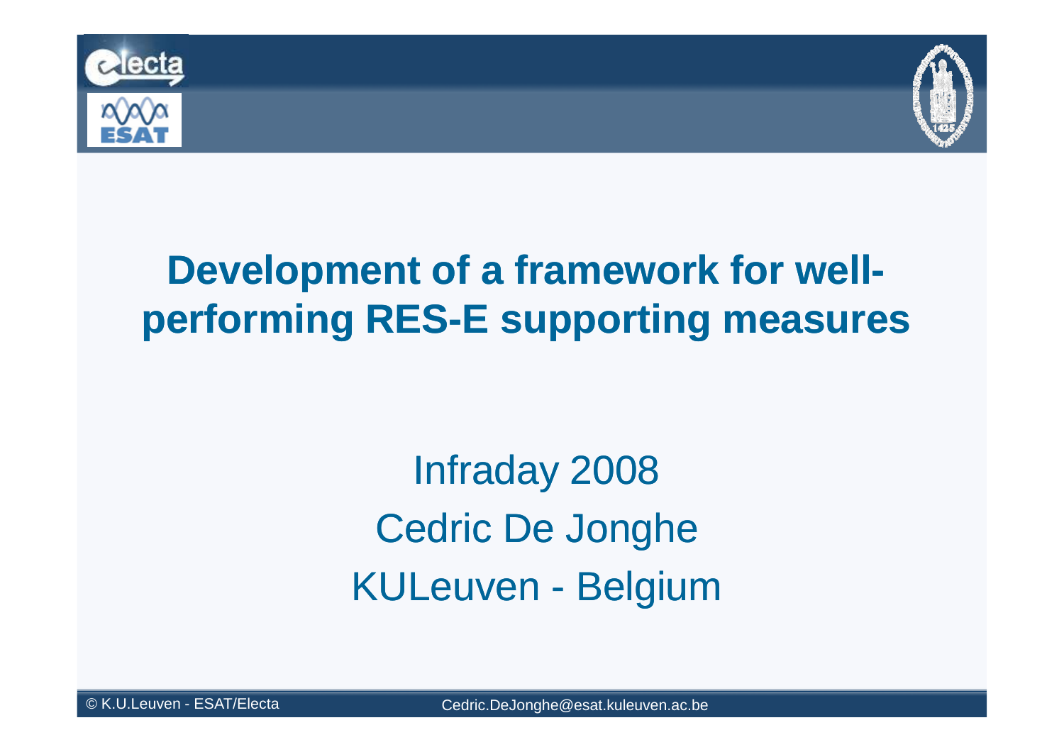# Development of a framework for well-performing RES-E supporting measures

Infraday 2008

Cedric De Jonghe

KULeuven - Belgium

© K.U.Leuven - ESAT/Electa

Cedric.DeJonghe@esat.kuleuven.ac.be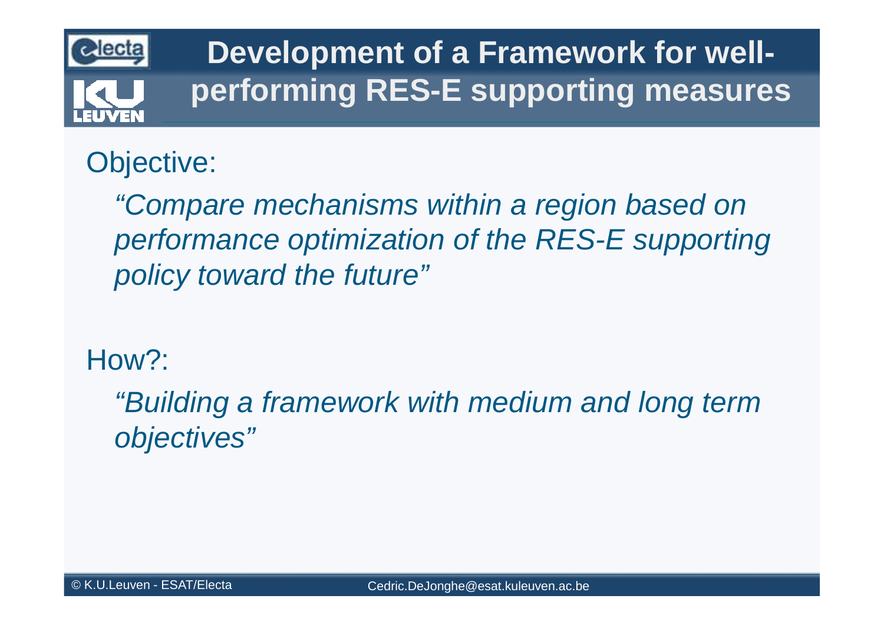# Development of a Framework for well-performing RES-E supporting measures

Objective:

*"Compare mechanisms within a region based on performance optimization of the RES-E supporting policy toward the future"*

How?:

*"Building a framework with medium and long term objectives"*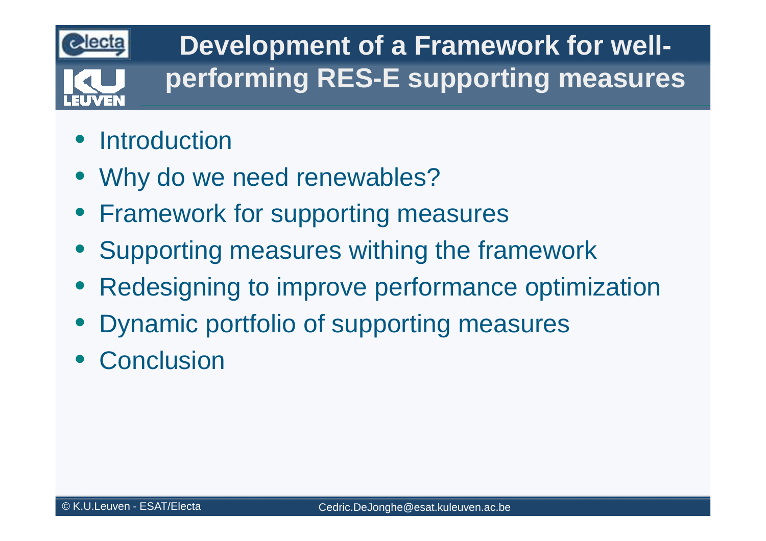# Development of a Framework for well-performing RES-E supporting measures

- Introduction
- Why do we need renewables?
- Framework for supporting measures
- Supporting measures withing the framework
- Redesigning to improve performance optimization
- Dynamic portfolio of supporting measures
- Conclusion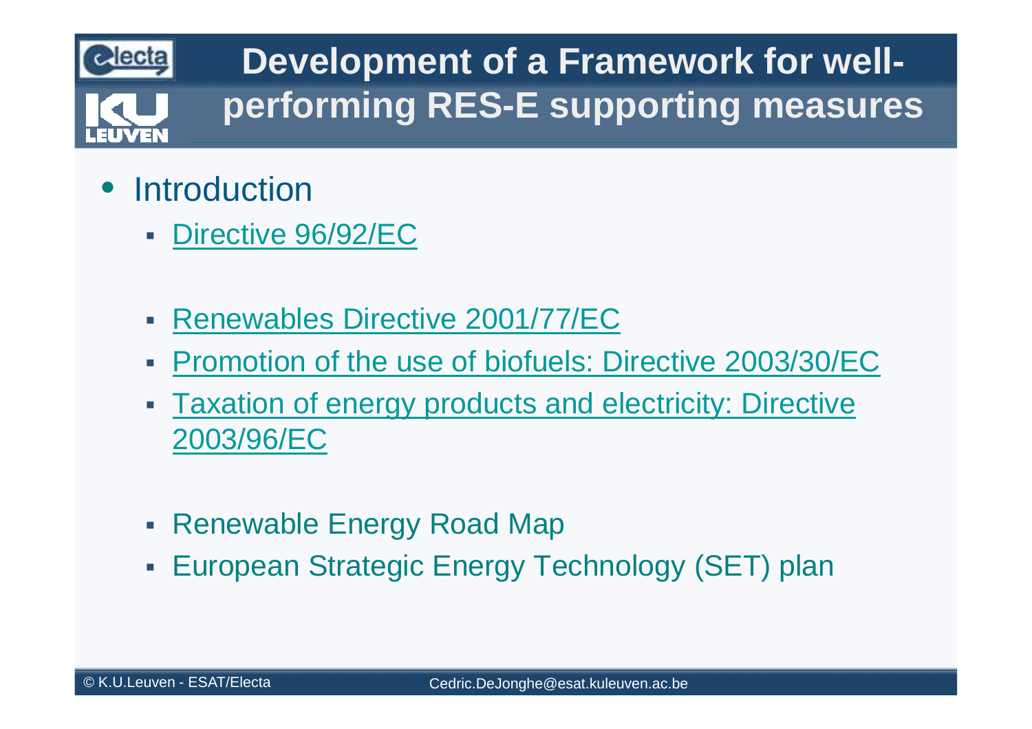# Development of a Framework for well-performing RES-E supporting measures

- Introduction
  - Directive 96/92/EC

  - Renewables Directive 2001/77/EC
  - Promotion of the use of biofuels: Directive 2003/30/EC
  - Taxation of energy products and electricity: Directive 2003/96/EC

  - Renewable Energy Road Map
  - European Strategic Energy Technology (SET) plan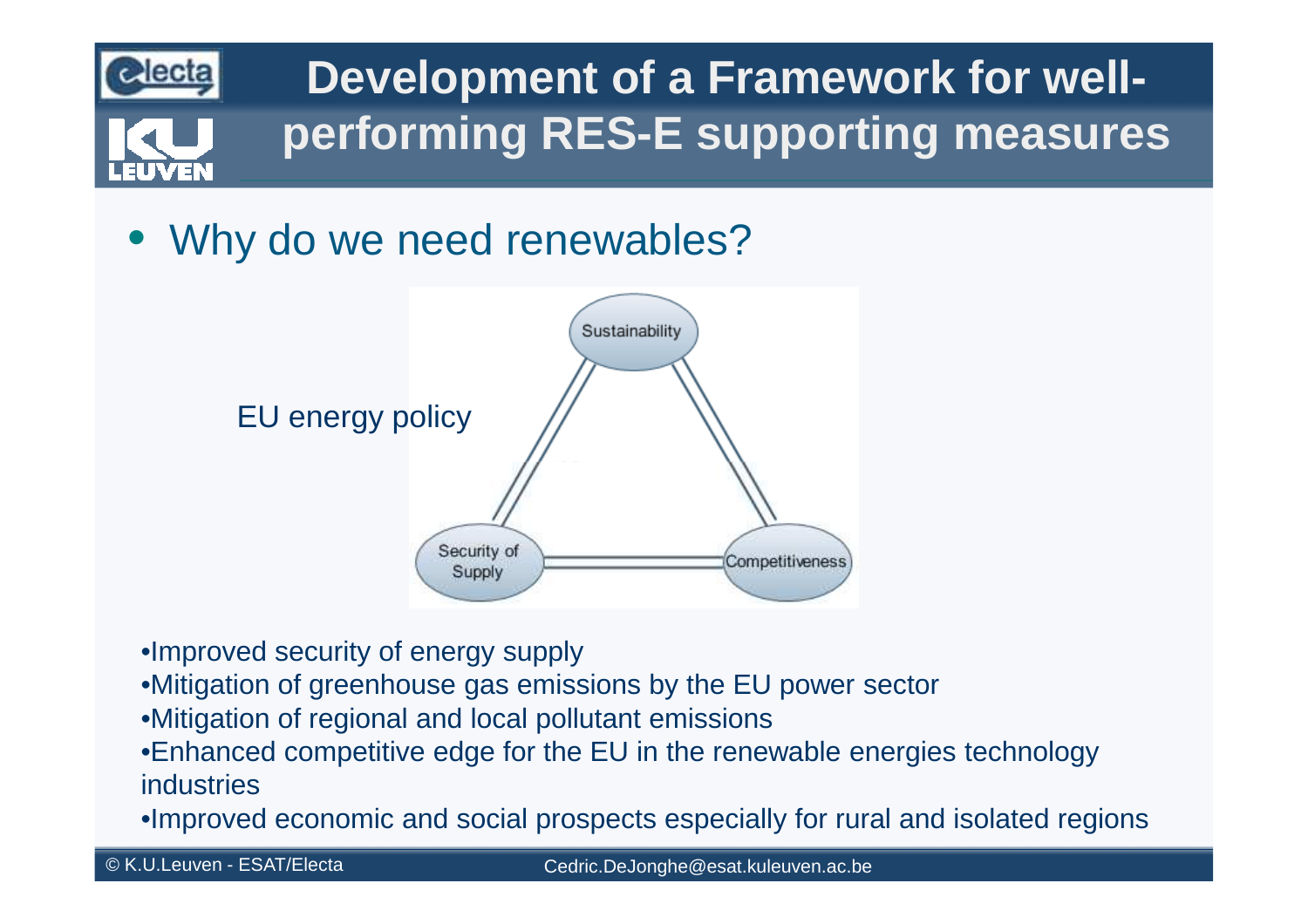# Development of a Framework for well-performing RES-E supporting measures

- Why do we need renewables?

EU energy policy

Sustainability

Security of Supply

Competitiveness

- Improved security of energy supply
- Mitigation of greenhouse gas emissions by the EU power sector
- Mitigation of regional and local pollutant emissions
- Enhanced competitive edge for the EU in the renewable energies technology industries
- Improved economic and social prospects especially for rural and isolated regions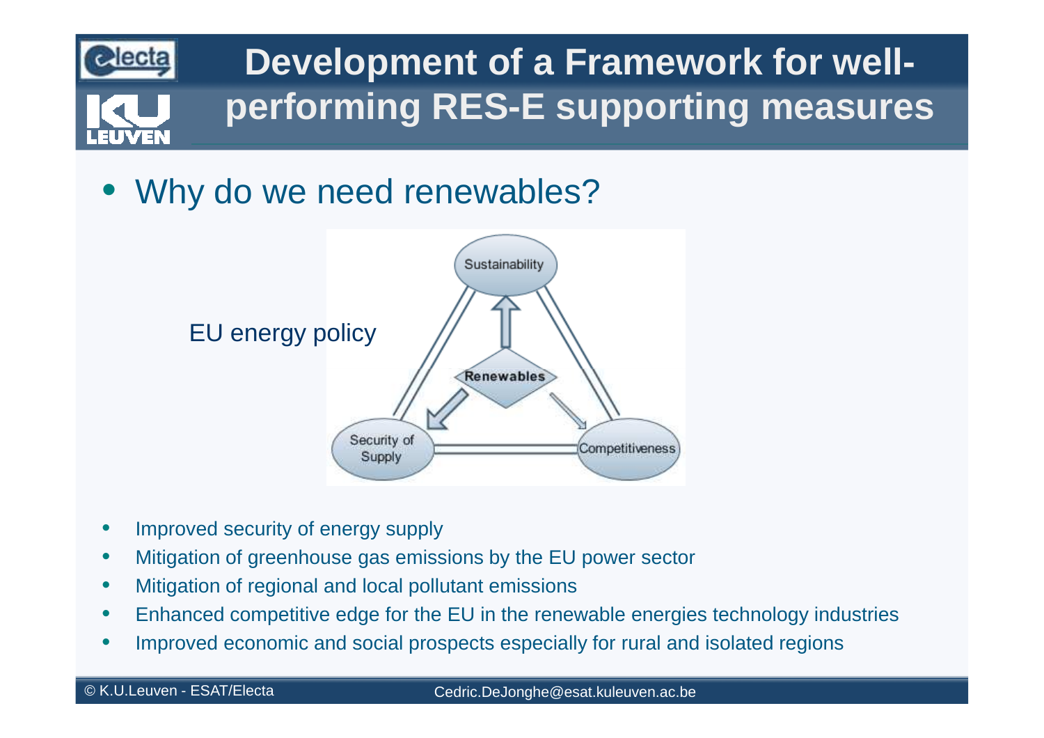# Development of a Framework for well-performing RES-E supporting measures

- Why do we need renewables?

EU energy policy

Sustainability

Renewables

Security of Supply

Competitiveness

- Improved security of energy supply
- Mitigation of greenhouse gas emissions by the EU power sector
- Mitigation of regional and local pollutant emissions
- Enhanced competitive edge for the EU in the renewable energies technology industries
- Improved economic and social prospects especially for rural and isolated regions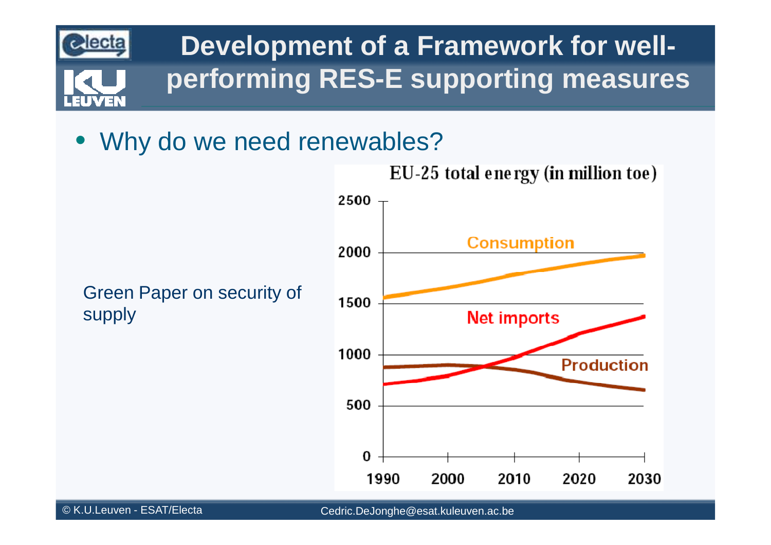# Development of a Framework for well-performing RES-E supporting measures

- Why do we need renewables?

Green Paper on security of supply

EU-25 total energy (in million toe)

Consumption

Net imports

Production

2500
2000
1500
1000
500
0

1990 2000 2010 2020 2030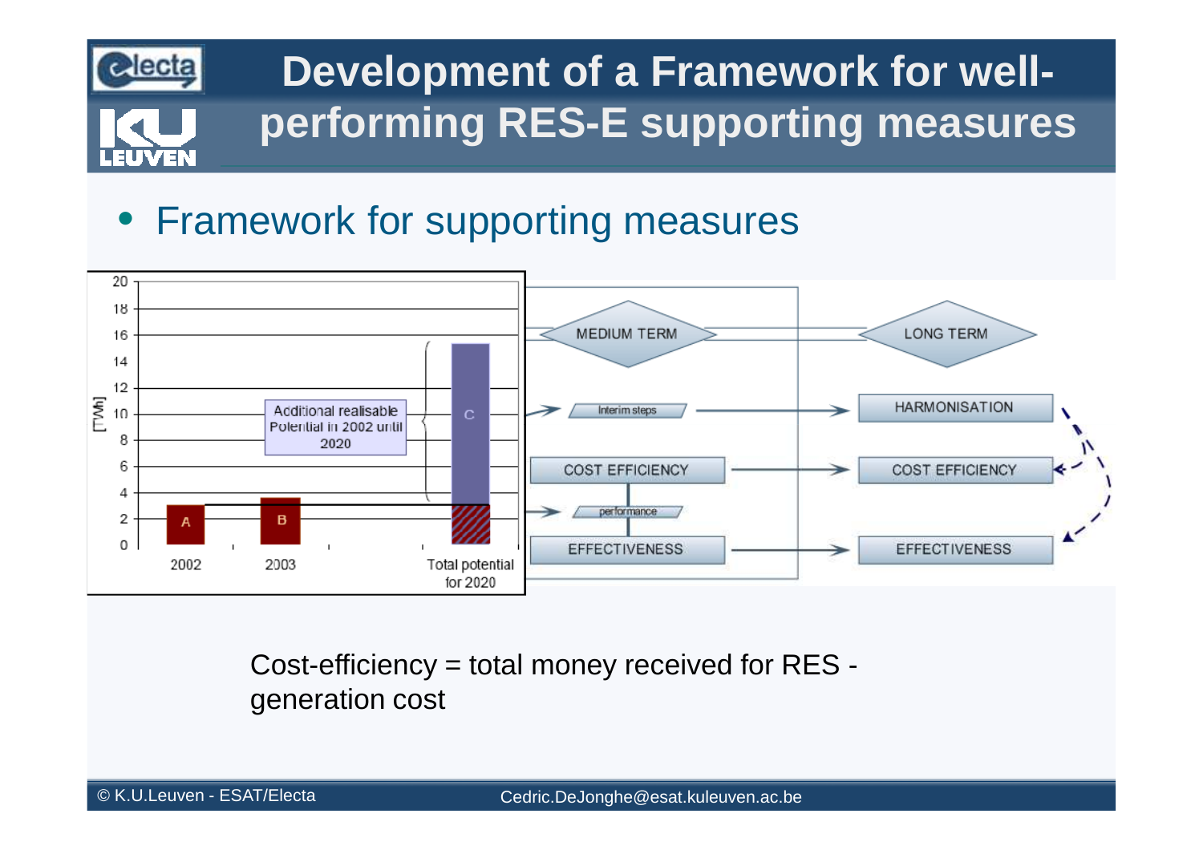# Development of a Framework for well-performing RES-E supporting measures

- Framework for supporting measures

Cost-efficiency = total money received for RES - generation cost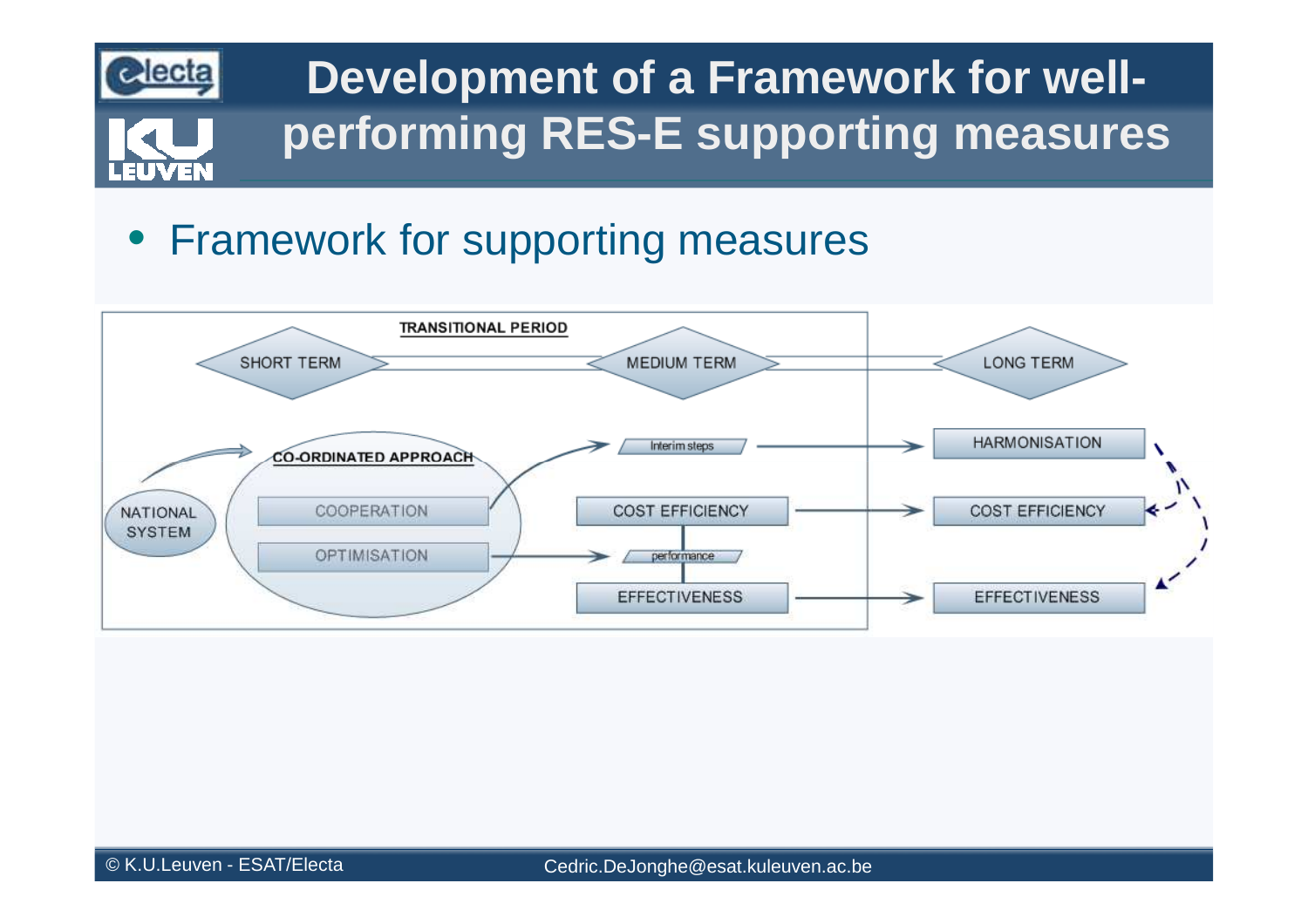# Development of a Framework for well-performing RES-E supporting measures

- Framework for supporting measures

TRANSITIONAL PERIOD

SHORT TERM — MEDIUM TERM — LONG TERM

NATIONAL SYSTEM

CO-ORDINATED APPROACH

COOPERATION

OPTIMISATION

Interim steps

COST EFFICIENCY

performance

EFFECTIVENESS

HARMONISATION

COST EFFICIENCY

EFFECTIVENESS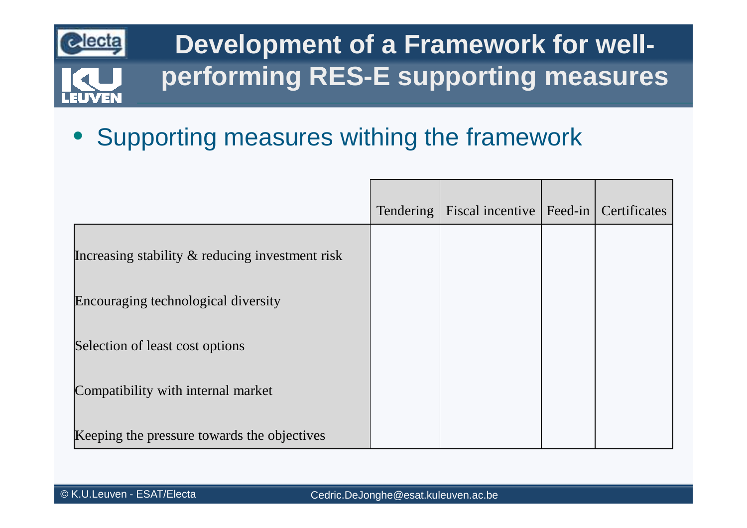# Development of a Framework for well-performing RES-E supporting measures

- Supporting measures withing the framework

| | Tendering | Fiscal incentive | Feed-in | Certificates |
|---|---|---|---|---|
| Increasing stability & reducing investment risk | | | | |
| Encouraging technological diversity | | | | |
| Selection of least cost options | | | | |
| Compatibility with internal market | | | | |
| Keeping the pressure towards the objectives | | | | |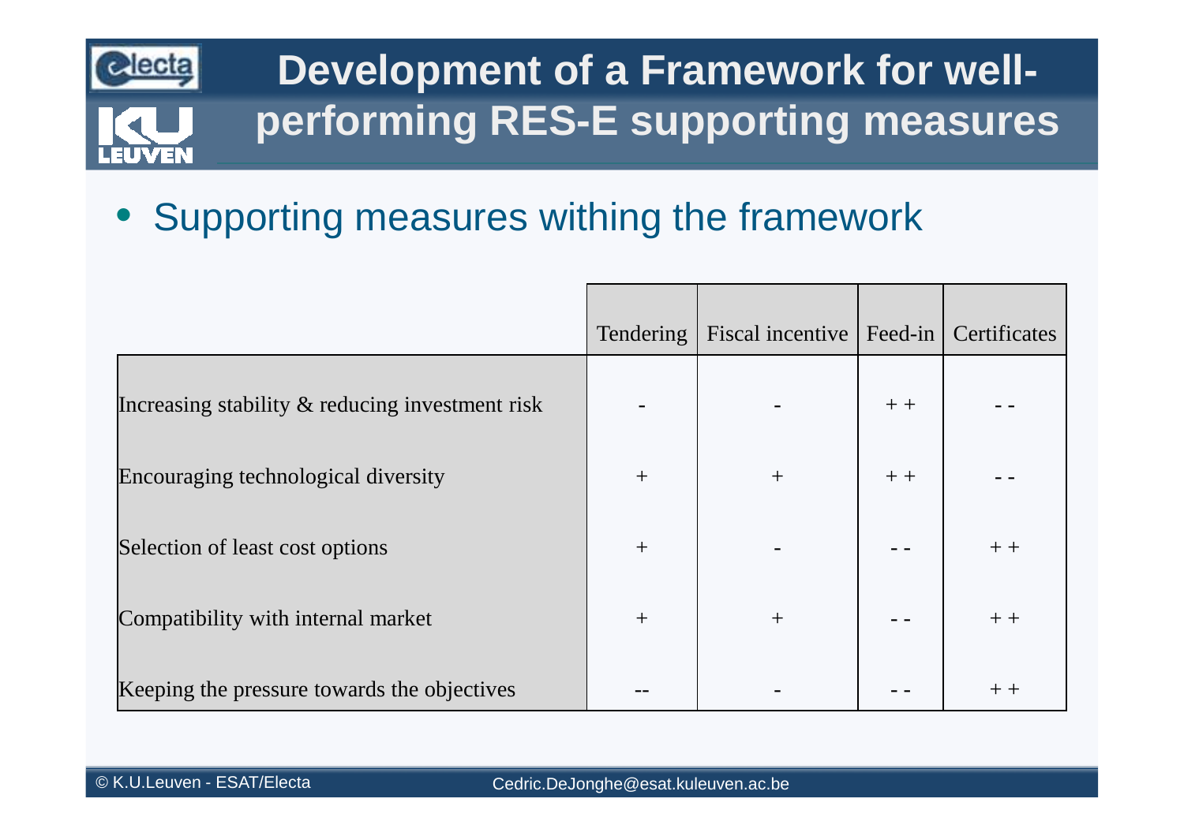# Development of a Framework for well-performing RES-E supporting measures

- Supporting measures withing the framework

| | Tendering | Fiscal incentive | Feed-in | Certificates |
|---|---|---|---|---|
| Increasing stability & reducing investment risk | - | - | + + | - - |
| Encouraging technological diversity | + | + | + + | - - |
| Selection of least cost options | + | - | - - | + + |
| Compatibility with internal market | + | + | - - | + + |
| Keeping the pressure towards the objectives | -- | - | - - | + + |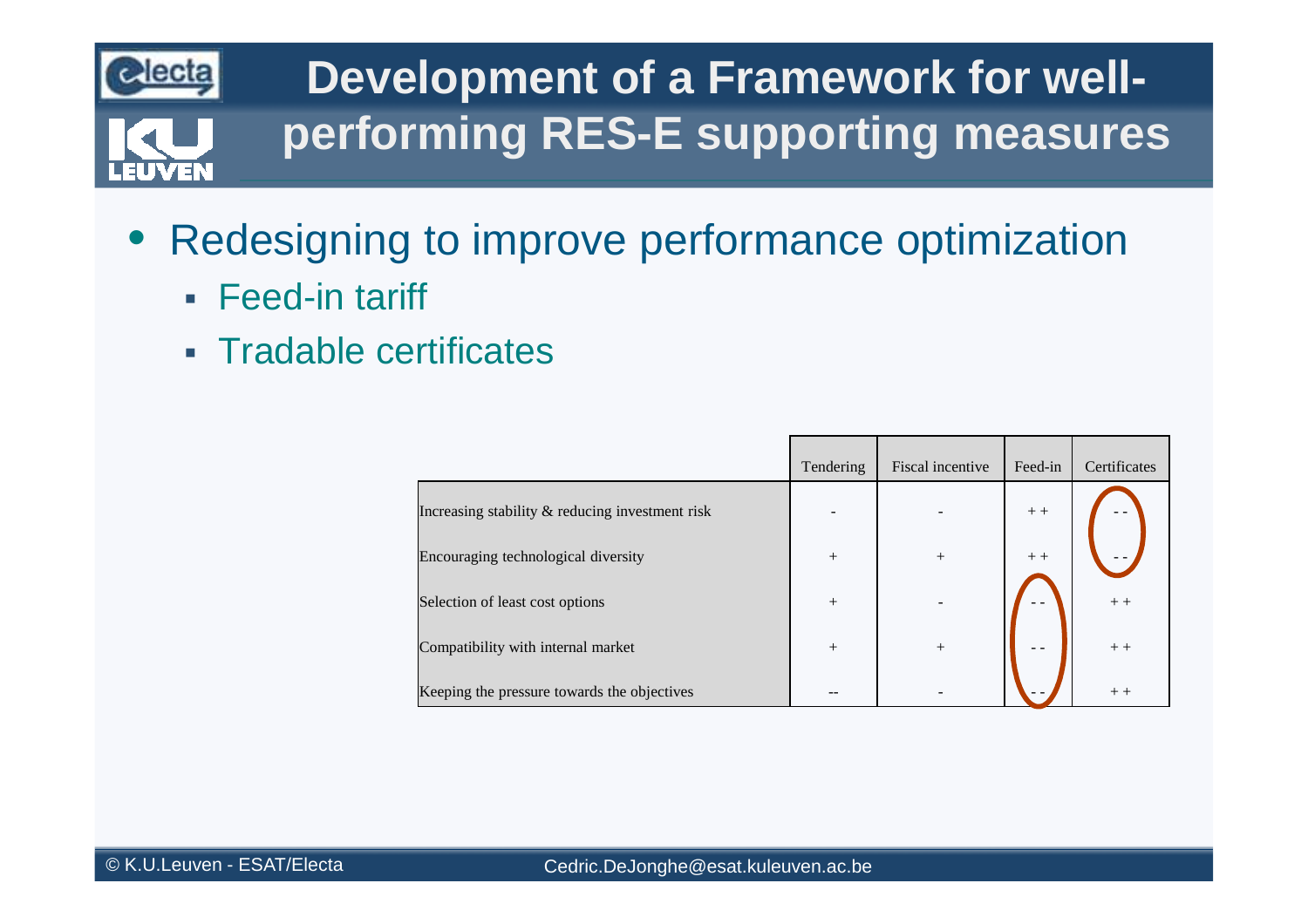# Development of a Framework for well-performing RES-E supporting measures

- Redesigning to improve performance optimization
  - Feed-in tariff
  - Tradable certificates

| | Tendering | Fiscal incentive | Feed-in | Certificates |
|---|---|---|---|---|
| Increasing stability & reducing investment risk | - | - | + + | - - |
| Encouraging technological diversity | + | + | + + | - - |
| Selection of least cost options | + | - | - - | + + |
| Compatibility with internal market | + | + | - - | + + |
| Keeping the pressure towards the objectives | -- | - | - - | + + |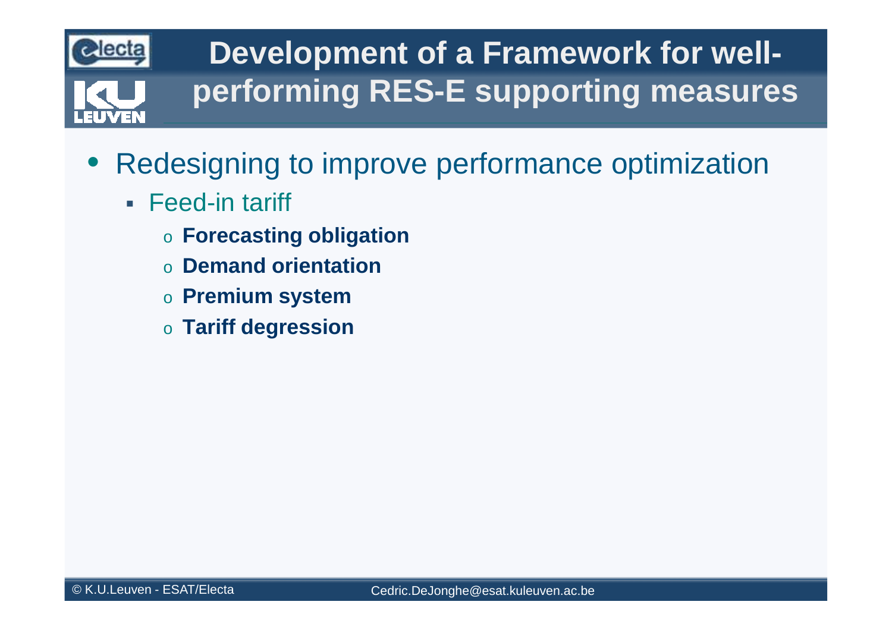# Development of a Framework for well-performing RES-E supporting measures

- Redesigning to improve performance optimization
  - Feed-in tariff
    - **Forecasting obligation**
    - **Demand orientation**
    - **Premium system**
    - **Tariff degression**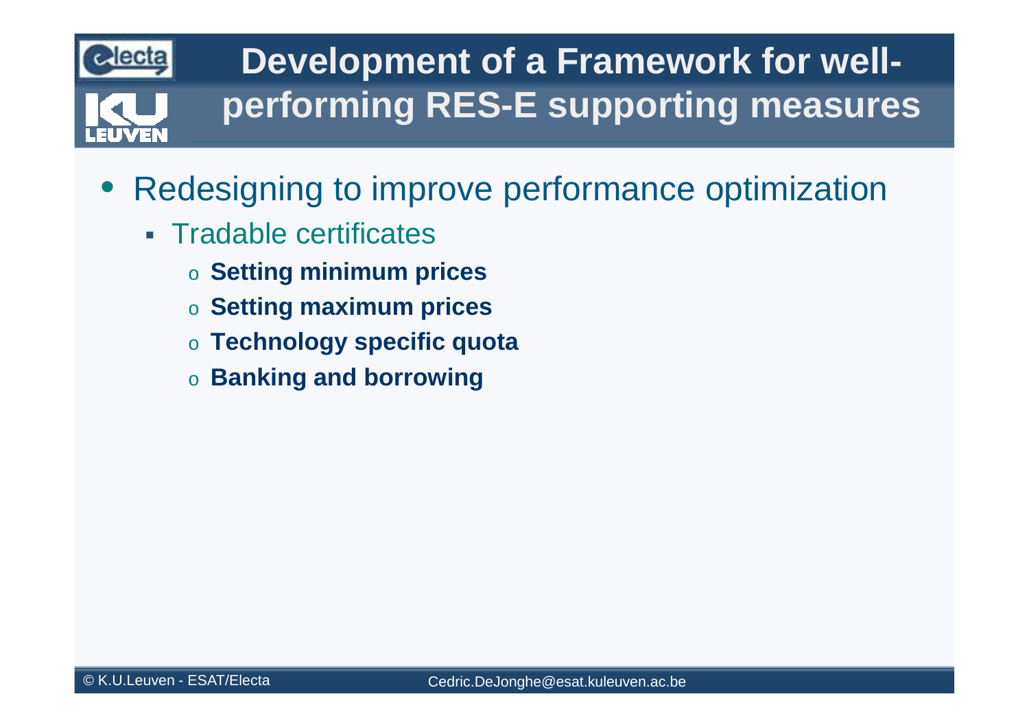# Development of a Framework for well-performing RES-E supporting measures

- Redesigning to improve performance optimization
  - Tradable certificates
    - **Setting minimum prices**
    - **Setting maximum prices**
    - **Technology specific quota**
    - **Banking and borrowing**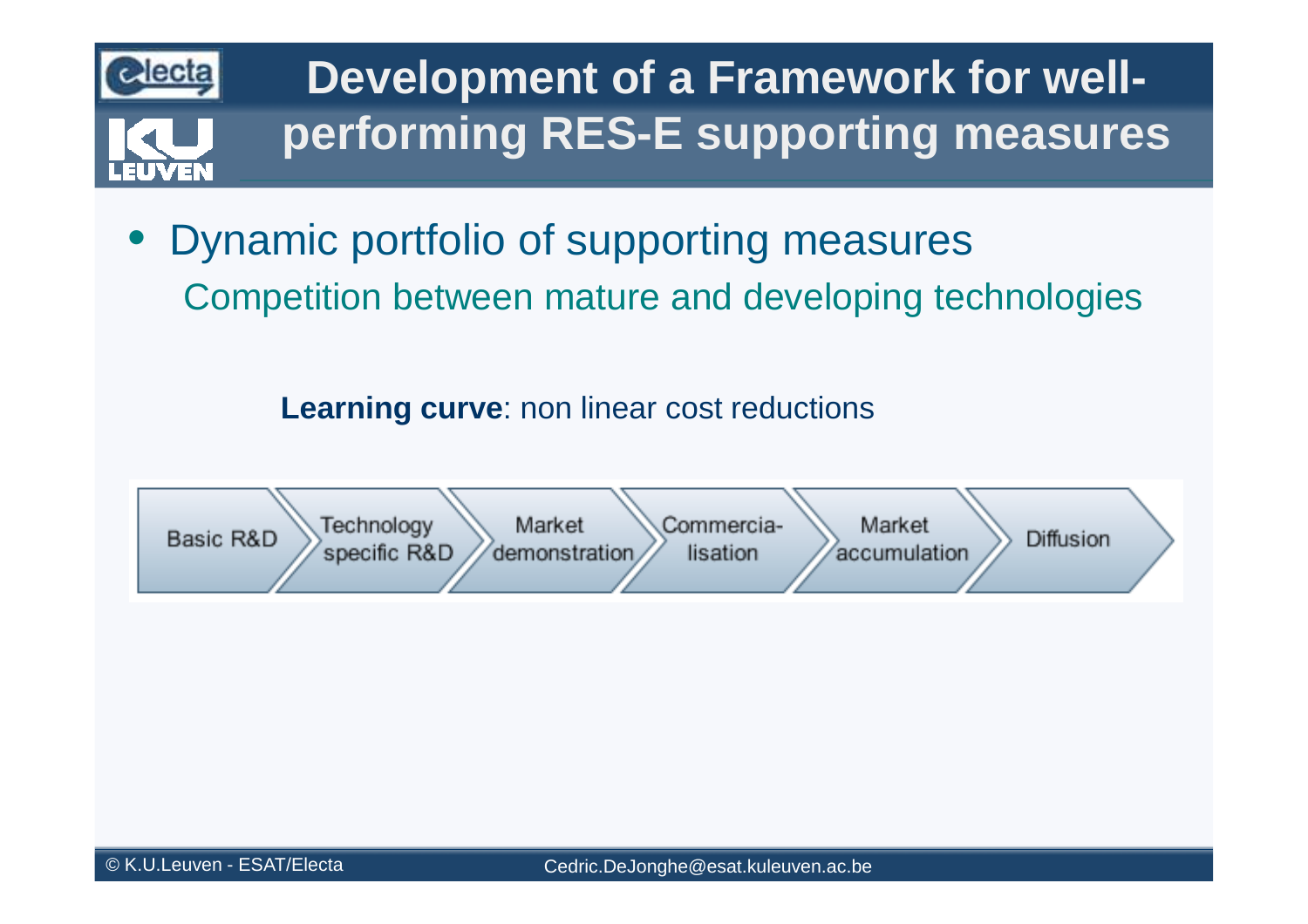# Development of a Framework for well-performing RES-E supporting measures

- Dynamic portfolio of supporting measures

  Competition between mature and developing technologies

**Learning curve**: non linear cost reductions

Basic R&D → Technology specific R&D → Market demonstration → Commercia-lisation → Market accumulation → Diffusion

© K.U.Leuven - ESAT/Electa

Cedric.DeJonghe@esat.kuleuven.ac.be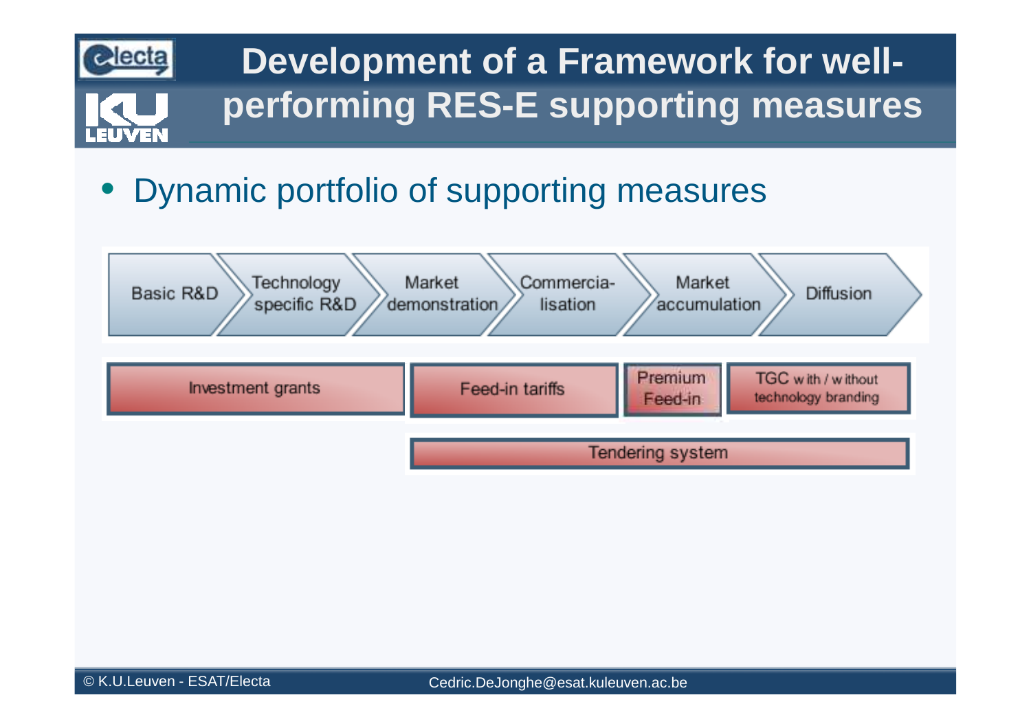# Development of a Framework for well-performing RES-E supporting measures

- Dynamic portfolio of supporting measures

Basic R&D → Technology specific R&D → Market demonstration → Commercia-lisation → Market accumulation → Diffusion

Investment grants | Feed-in tariffs | Premium Feed-in | TGC with / without technology branding

Tendering system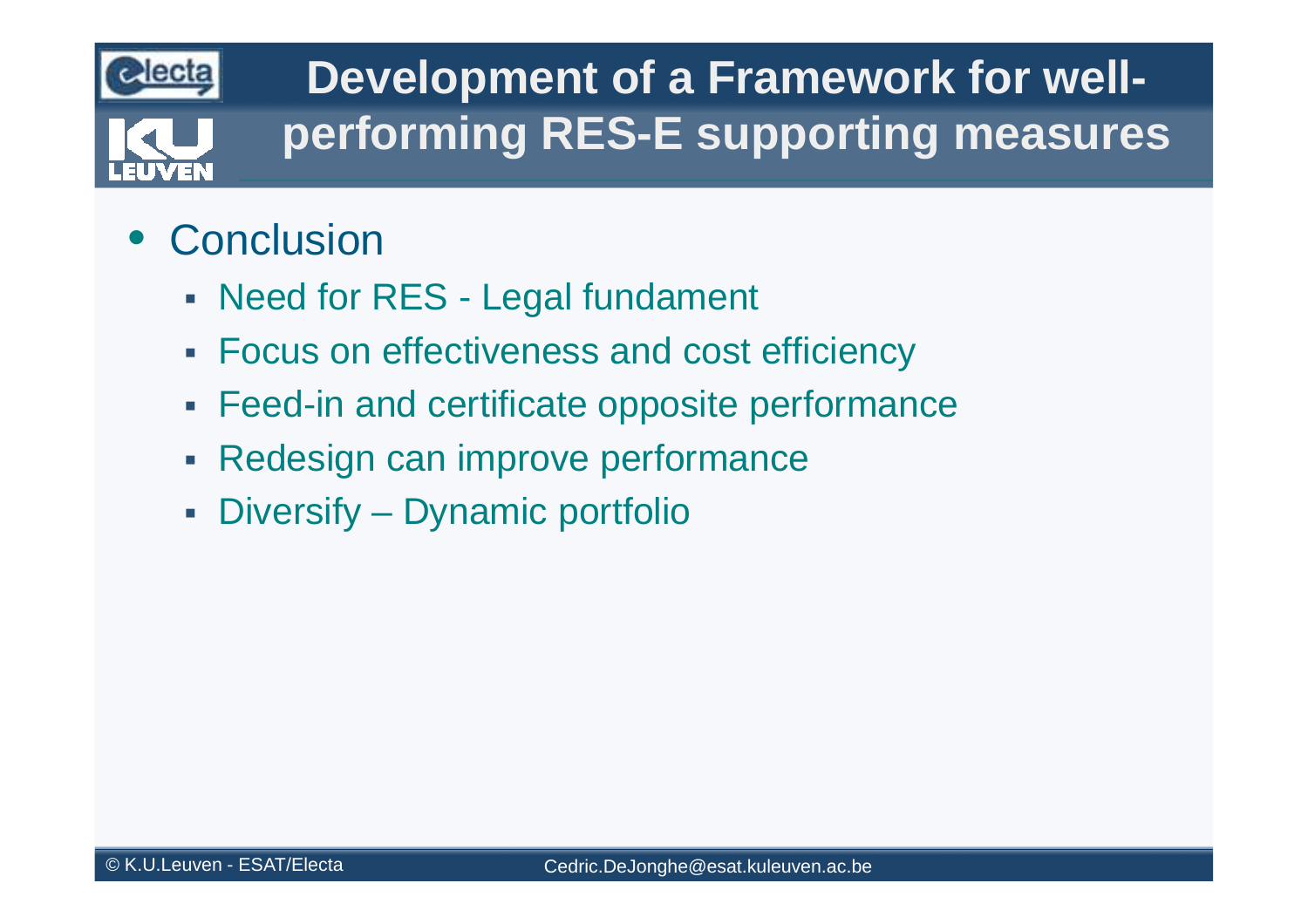# Development of a Framework for well-performing RES-E supporting measures

- Conclusion
  - Need for RES - Legal fundament
  - Focus on effectiveness and cost efficiency
  - Feed-in and certificate opposite performance
  - Redesign can improve performance
  - Diversify – Dynamic portfolio